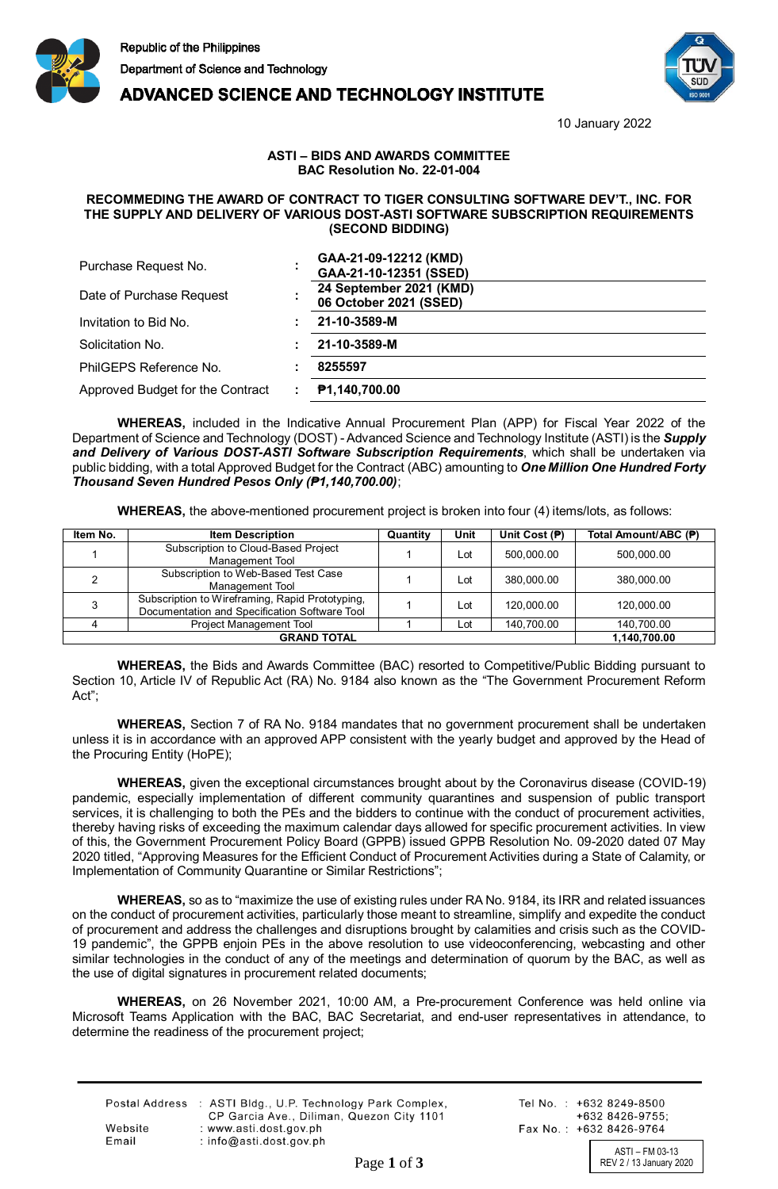Republic of the Philippines
Department of Science and Technology
**ADVANCED SCIENCE AND TECHNOLOGY INSTITUTE**

10 January 2022

**ASTI – BIDS AND AWARDS COMMITTEE**
**BAC Resolution No. 22-01-004**

**RECOMMEDING THE AWARD OF CONTRACT TO TIGER CONSULTING SOFTWARE DEV'T., INC. FOR THE SUPPLY AND DELIVERY OF VARIOUS DOST-ASTI SOFTWARE SUBSCRIPTION REQUIREMENTS (SECOND BIDDING)**

| | | |
|---|---|---|
| Purchase Request No. | : | **GAA-21-09-12212 (KMD)**<br>**GAA-21-10-12351 (SSED)** |
| Date of Purchase Request | : | **24 September 2021 (KMD)**<br>**06 October 2021 (SSED)** |
| Invitation to Bid No. | : | **21-10-3589-M** |
| Solicitation No. | : | **21-10-3589-M** |
| PhilGEPS Reference No. | : | **8255597** |
| Approved Budget for the Contract | : | **₱1,140,700.00** |

**WHEREAS,** included in the Indicative Annual Procurement Plan (APP) for Fiscal Year 2022 of the Department of Science and Technology (DOST) - Advanced Science and Technology Institute (ASTI) is the ***Supply and Delivery of Various DOST-ASTI Software Subscription Requirements***, which shall be undertaken via public bidding, with a total Approved Budget for the Contract (ABC) amounting to ***One Million One Hundred Forty Thousand Seven Hundred Pesos Only (₱1,140,700.00)***;

**WHEREAS,** the above-mentioned procurement project is broken into four (4) items/lots, as follows:

| Item No. | Item Description | Quantity | Unit | Unit Cost (₱) | Total Amount/ABC (₱) |
|---|---|---|---|---|---|
| 1 | Subscription to Cloud-Based Project Management Tool | 1 | Lot | 500,000.00 | 500,000.00 |
| 2 | Subscription to Web-Based Test Case Management Tool | 1 | Lot | 380,000.00 | 380,000.00 |
| 3 | Subscription to Wireframing, Rapid Prototyping, Documentation and Specification Software Tool | 1 | Lot | 120,000.00 | 120,000.00 |
| 4 | Project Management Tool | 1 | Lot | 140,700.00 | 140,700.00 |
| **GRAND TOTAL** | | | | | **1,140,700.00** |

**WHEREAS,** the Bids and Awards Committee (BAC) resorted to Competitive/Public Bidding pursuant to Section 10, Article IV of Republic Act (RA) No. 9184 also known as the "The Government Procurement Reform Act";

**WHEREAS,** Section 7 of RA No. 9184 mandates that no government procurement shall be undertaken unless it is in accordance with an approved APP consistent with the yearly budget and approved by the Head of the Procuring Entity (HoPE);

**WHEREAS,** given the exceptional circumstances brought about by the Coronavirus disease (COVID-19) pandemic, especially implementation of different community quarantines and suspension of public transport services, it is challenging to both the PEs and the bidders to continue with the conduct of procurement activities, thereby having risks of exceeding the maximum calendar days allowed for specific procurement activities. In view of this, the Government Procurement Policy Board (GPPB) issued GPPB Resolution No. 09-2020 dated 07 May 2020 titled, "Approving Measures for the Efficient Conduct of Procurement Activities during a State of Calamity, or Implementation of Community Quarantine or Similar Restrictions";

**WHEREAS,** so as to "maximize the use of existing rules under RA No. 9184, its IRR and related issuances on the conduct of procurement activities, particularly those meant to streamline, simplify and expedite the conduct of procurement and address the challenges and disruptions brought by calamities and crisis such as the COVID-19 pandemic", the GPPB enjoin PEs in the above resolution to use videoconferencing, webcasting and other similar technologies in the conduct of any of the meetings and determination of quorum by the BAC, as well as the use of digital signatures in procurement related documents;

**WHEREAS,** on 26 November 2021, 10:00 AM, a Pre-procurement Conference was held online via Microsoft Teams Application with the BAC, BAC Secretariat, and end-user representatives in attendance, to determine the readiness of the procurement project;

Postal Address : ASTI Bldg., U.P. Technology Park Complex, CP Garcia Ave., Diliman, Quezon City 1101
Website : www.asti.dost.gov.ph
Email : info@asti.dost.gov.ph
Tel No. : +632 8249-8500 +632 8426-9755;
Fax No. : +632 8426-9764

ASTI – FM 03-13
REV 2 / 13 January 2020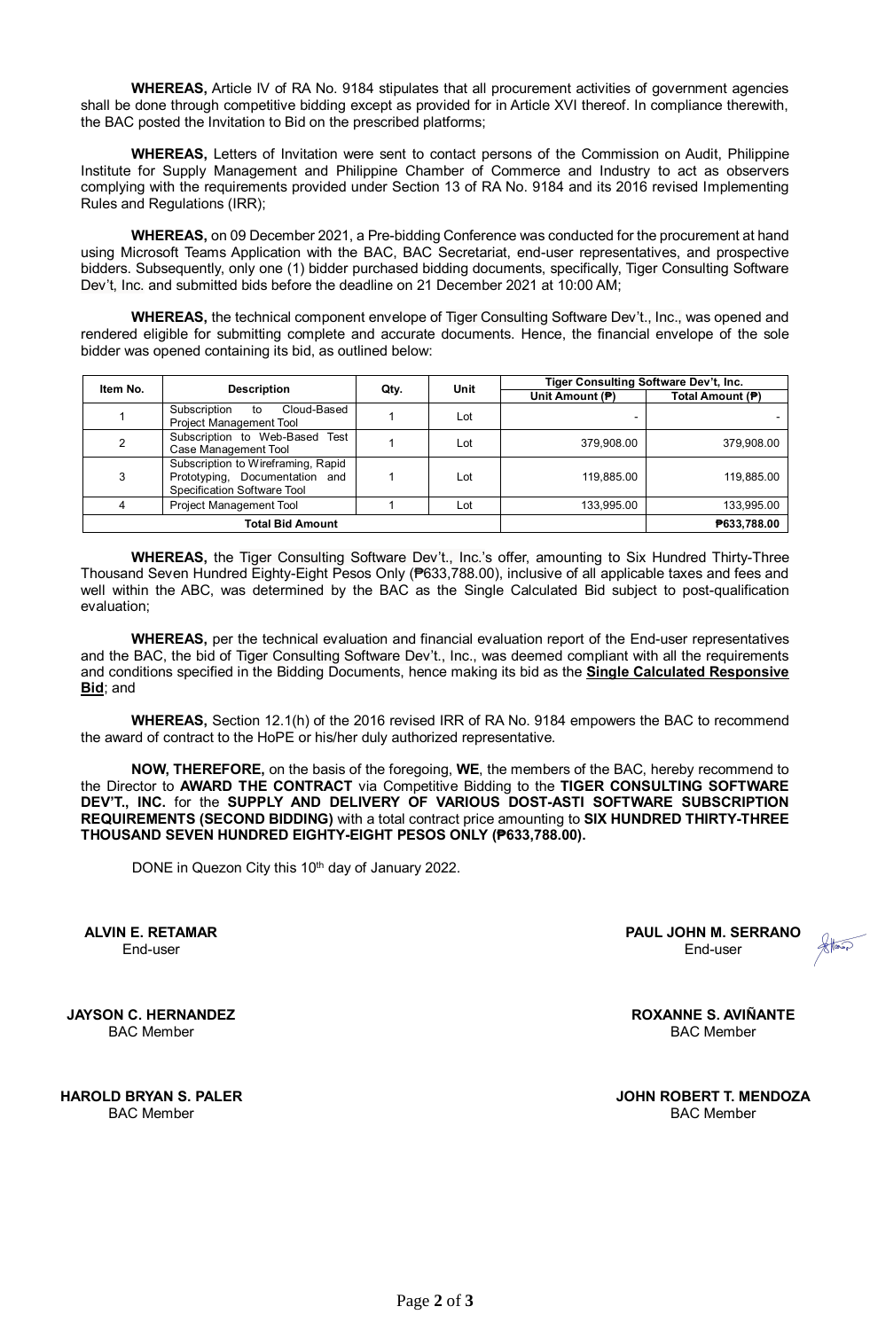**WHEREAS,** Article IV of RA No. 9184 stipulates that all procurement activities of government agencies shall be done through competitive bidding except as provided for in Article XVI thereof. In compliance therewith, the BAC posted the Invitation to Bid on the prescribed platforms;

**WHEREAS,** Letters of Invitation were sent to contact persons of the Commission on Audit, Philippine Institute for Supply Management and Philippine Chamber of Commerce and Industry to act as observers complying with the requirements provided under Section 13 of RA No. 9184 and its 2016 revised Implementing Rules and Regulations (IRR);

**WHEREAS,** on 09 December 2021, a Pre-bidding Conference was conducted for the procurement at hand using Microsoft Teams Application with the BAC, BAC Secretariat, end-user representatives, and prospective bidders. Subsequently, only one (1) bidder purchased bidding documents, specifically, Tiger Consulting Software Dev't, Inc. and submitted bids before the deadline on 21 December 2021 at 10:00 AM;

**WHEREAS,** the technical component envelope of Tiger Consulting Software Dev't., Inc., was opened and rendered eligible for submitting complete and accurate documents. Hence, the financial envelope of the sole bidder was opened containing its bid, as outlined below:

| Item No. | Description | Qty. | Unit | Tiger Consulting Software Dev't, Inc. | |
|---|---|---|---|---|---|
| | | | | Unit Amount (₱) | Total Amount (₱) |
| 1 | Subscription to Cloud-Based Project Management Tool | 1 | Lot | - | - |
| 2 | Subscription to Web-Based Test Case Management Tool | 1 | Lot | 379,908.00 | 379,908.00 |
| 3 | Subscription to Wireframing, Rapid Prototyping, Documentation and Specification Software Tool | 1 | Lot | 119,885.00 | 119,885.00 |
| 4 | Project Management Tool | 1 | Lot | 133,995.00 | 133,995.00 |
| Total Bid Amount | | | | | **₱633,788.00** |

**WHEREAS,** the Tiger Consulting Software Dev't., Inc.'s offer, amounting to Six Hundred Thirty-Three Thousand Seven Hundred Eighty-Eight Pesos Only (₱633,788.00), inclusive of all applicable taxes and fees and well within the ABC, was determined by the BAC as the Single Calculated Bid subject to post-qualification evaluation;

**WHEREAS,** per the technical evaluation and financial evaluation report of the End-user representatives and the BAC, the bid of Tiger Consulting Software Dev't., Inc., was deemed compliant with all the requirements and conditions specified in the Bidding Documents, hence making its bid as the **Single Calculated Responsive Bid**; and

**WHEREAS,** Section 12.1(h) of the 2016 revised IRR of RA No. 9184 empowers the BAC to recommend the award of contract to the HoPE or his/her duly authorized representative.

**NOW, THEREFORE,** on the basis of the foregoing, **WE**, the members of the BAC, hereby recommend to the Director to **AWARD THE CONTRACT** via Competitive Bidding to the **TIGER CONSULTING SOFTWARE DEV'T., INC.** for the **SUPPLY AND DELIVERY OF VARIOUS DOST-ASTI SOFTWARE SUBSCRIPTION REQUIREMENTS (SECOND BIDDING)** with a total contract price amounting to **SIX HUNDRED THIRTY-THREE THOUSAND SEVEN HUNDRED EIGHTY-EIGHT PESOS ONLY (₱633,788.00).**

DONE in Quezon City this 10th day of January 2022.

**ALVIN E. RETAMAR**
End-user

**PAUL JOHN M. SERRANO**
End-user

**JAYSON C. HERNANDEZ**
BAC Member

**ROXANNE S. AVIÑANTE**
BAC Member

**HAROLD BRYAN S. PALER**
BAC Member

**JOHN ROBERT T. MENDOZA**
BAC Member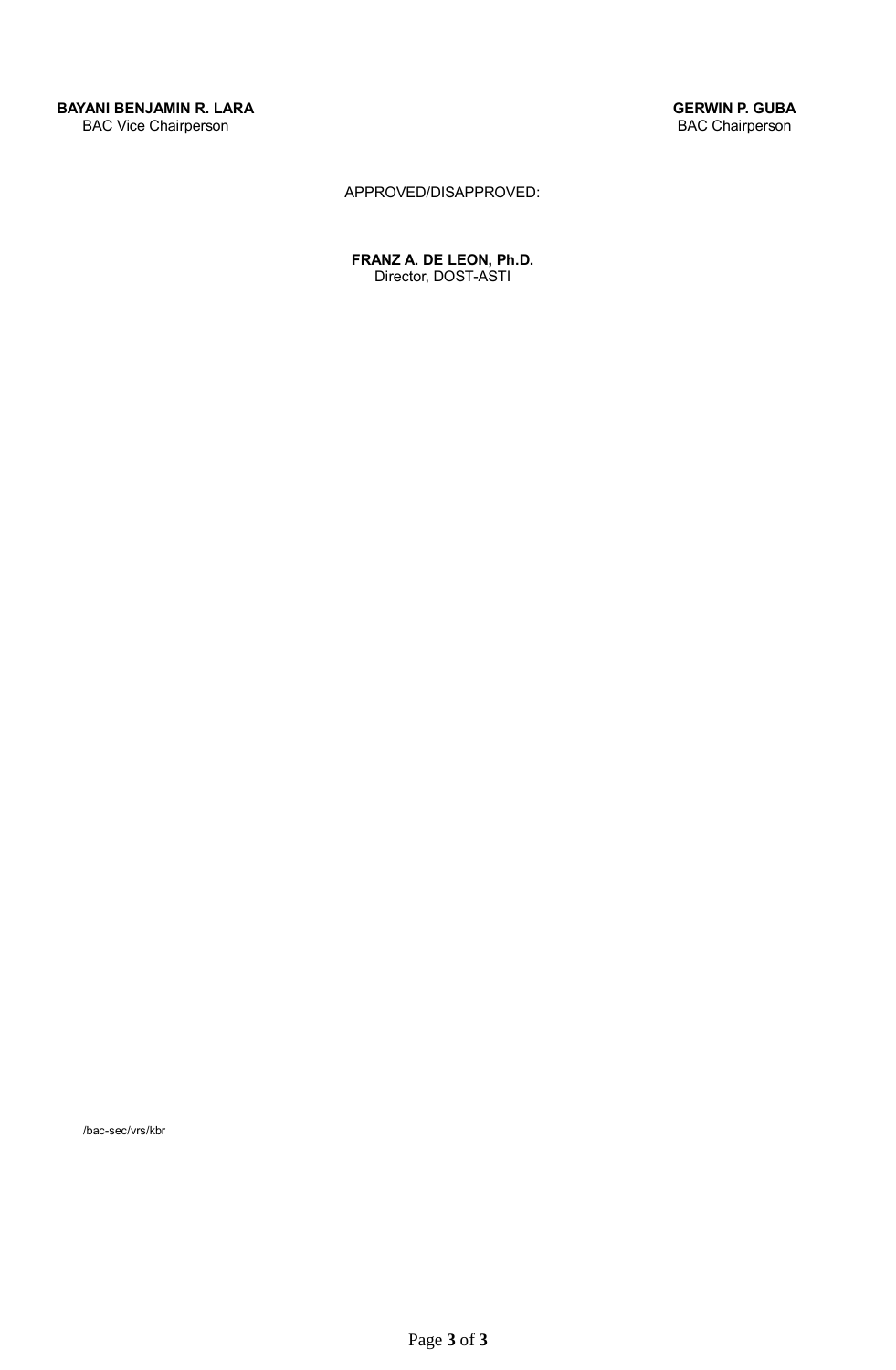**BAYANI BENJAMIN R. LARA**
BAC Vice Chairperson

**GERWIN P. GUBA**
BAC Chairperson

APPROVED/DISAPPROVED:

**FRANZ A. DE LEON, Ph.D.**
Director, DOST-ASTI

/bac-sec/vrs/kbr